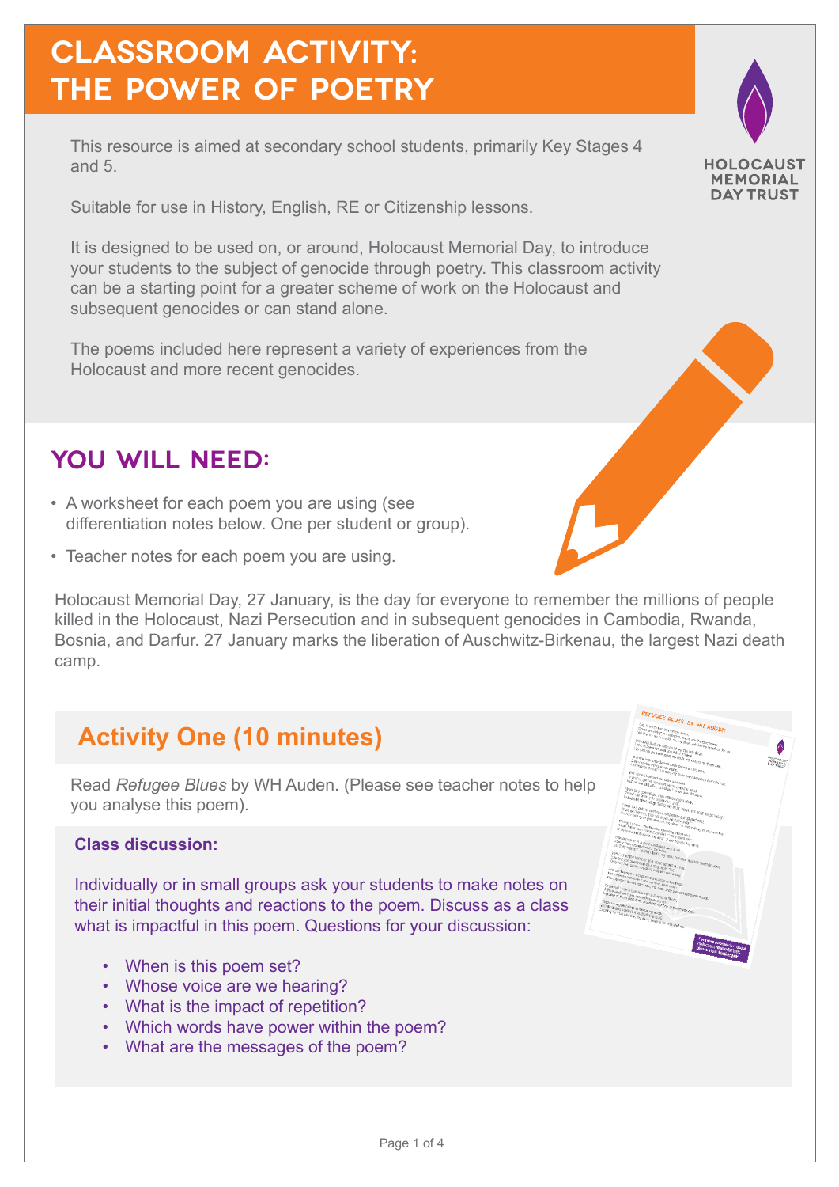# CLASSROOM ACTIVITY: THE POWER OF POETRY

This resource is aimed at secondary school students, primarily Key Stages 4 and 5.

Suitable for use in History, English, RE or Citizenship lessons.

It is designed to be used on, or around, Holocaust Memorial Day, to introduce your students to the subject of genocide through poetry. This classroom activity can be a starting point for a greater scheme of work on the Holocaust and subsequent genocides or can stand alone.

The poems included here represent a variety of experiences from the Holocaust and more recent genocides.

## YOU WILL NEED:

- A worksheet for each poem you are using (see differentiation notes below. One per student or group).
- Teacher notes for each poem you are using.

Holocaust Memorial Day, 27 January, is the day for everyone to remember the millions of people killed in the Holocaust, Nazi Persecution and in subsequent genocides in Cambodia, Rwanda, Bosnia, and Darfur. 27 January marks the liberation of Auschwitz-Birkenau, the largest Nazi death camp.

## Activity One (10 minutes)

Read *Refugee Blues* by WH Auden. (Please see teacher notes to help you analyse this poem).

**Class discussion:**

Individually or in small groups ask your students to make notes on their initial thoughts and reactions to the poem. Discuss as a class what is impactful in this poem. Questions for your discussion:

- When is this poem set?
- Whose voice are we hearing?
- What is the impact of repetition?
- Which words have power within the poem?
- What are the messages of the poem?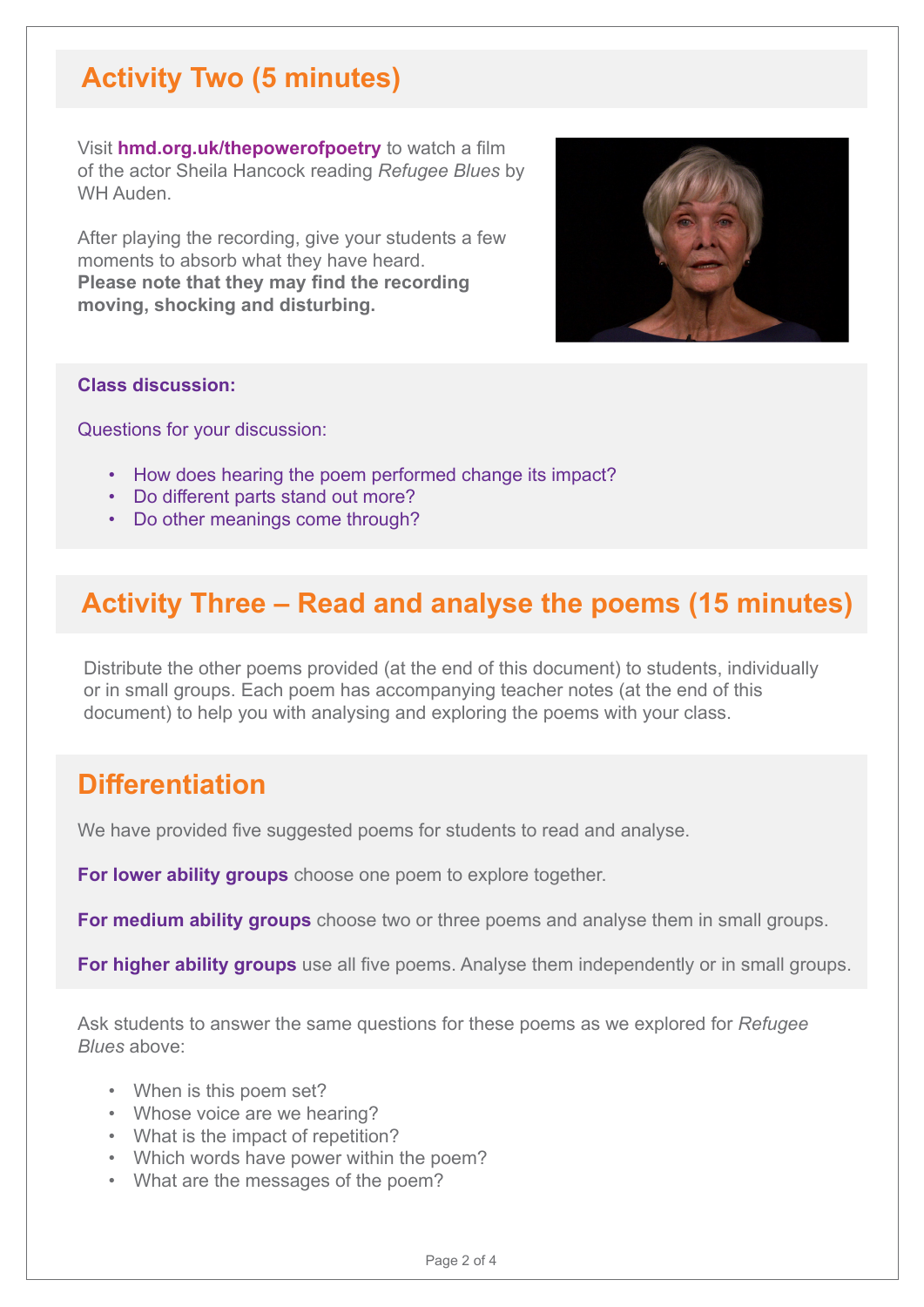## Activity Two (5 minutes)

Visit **hmd.org.uk/thepowerofpoetry** to watch a film of the actor Sheila Hancock reading *Refugee Blues* by WH Auden.

After playing the recording, give your students a few moments to absorb what they have heard. **Please note that they may find the recording moving, shocking and disturbing.**

**Class discussion:**

Questions for your discussion:

- How does hearing the poem performed change its impact?
- Do different parts stand out more?
- Do other meanings come through?

## Activity Three – Read and analyse the poems (15 minutes)

Distribute the other poems provided (at the end of this document) to students, individually or in small groups. Each poem has accompanying teacher notes (at the end of this document) to help you with analysing and exploring the poems with your class.

## Differentiation

We have provided five suggested poems for students to read and analyse.

**For lower ability groups** choose one poem to explore together.

**For medium ability groups** choose two or three poems and analyse them in small groups.

**For higher ability groups** use all five poems. Analyse them independently or in small groups.

Ask students to answer the same questions for these poems as we explored for *Refugee Blues* above:

- When is this poem set?
- Whose voice are we hearing?
- What is the impact of repetition?
- Which words have power within the poem?
- What are the messages of the poem?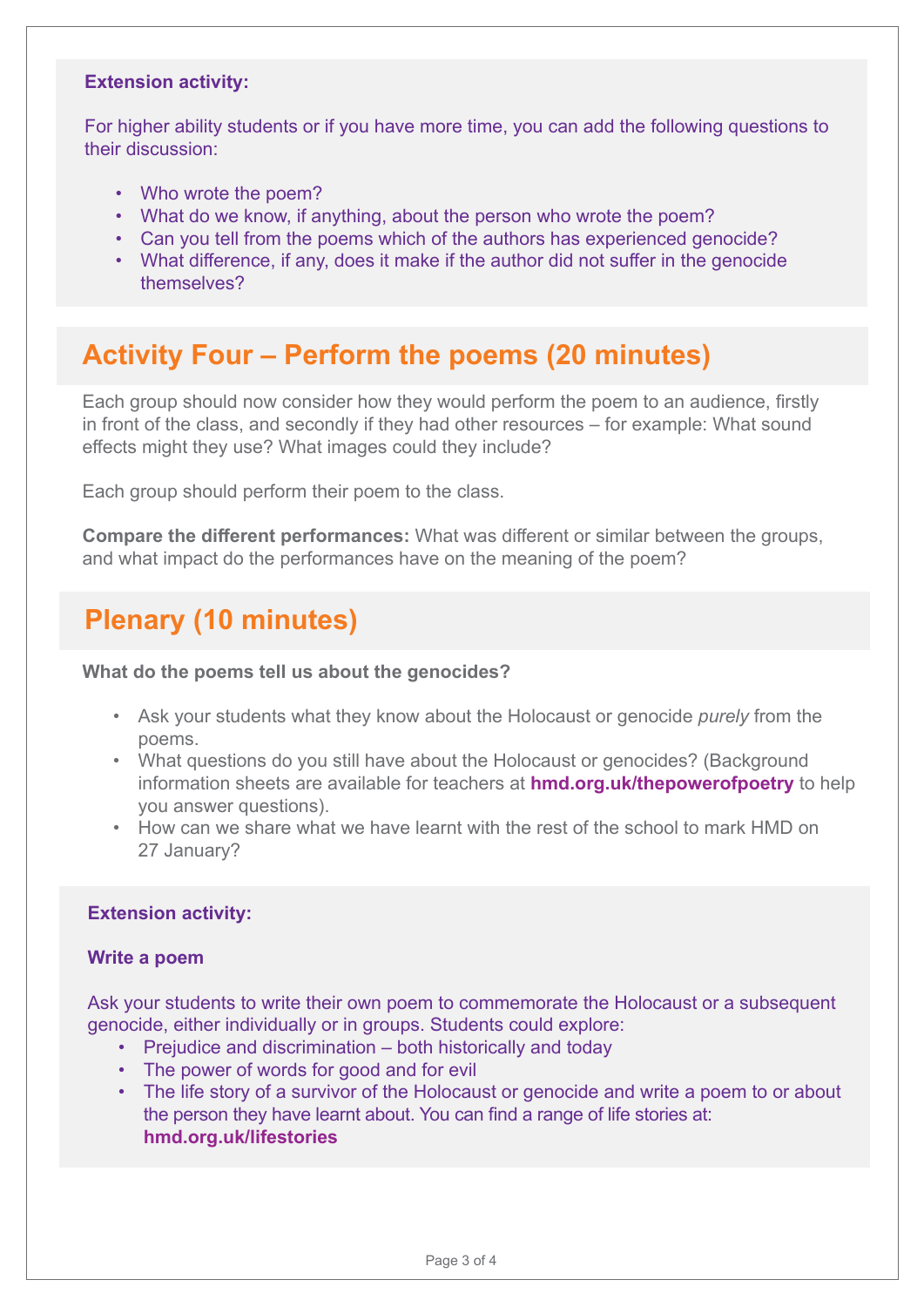**Extension activity:**

For higher ability students or if you have more time, you can add the following questions to their discussion:

- Who wrote the poem?
- What do we know, if anything, about the person who wrote the poem?
- Can you tell from the poems which of the authors has experienced genocide?
- What difference, if any, does it make if the author did not suffer in the genocide themselves?

## Activity Four – Perform the poems (20 minutes)

Each group should now consider how they would perform the poem to an audience, firstly in front of the class, and secondly if they had other resources – for example: What sound effects might they use? What images could they include?

Each group should perform their poem to the class.

**Compare the different performances:** What was different or similar between the groups, and what impact do the performances have on the meaning of the poem?

## Plenary (10 minutes)

**What do the poems tell us about the genocides?**

- Ask your students what they know about the Holocaust or genocide *purely* from the poems.
- What questions do you still have about the Holocaust or genocides? (Background information sheets are available for teachers at **hmd.org.uk/thepowerofpoetry** to help you answer questions).
- How can we share what we have learnt with the rest of the school to mark HMD on 27 January?

**Extension activity:**

**Write a poem**

Ask your students to write their own poem to commemorate the Holocaust or a subsequent genocide, either individually or in groups. Students could explore:

- Prejudice and discrimination – both historically and today
- The power of words for good and for evil
- The life story of a survivor of the Holocaust or genocide and write a poem to or about the person they have learnt about. You can find a range of life stories at: **hmd.org.uk/lifestories**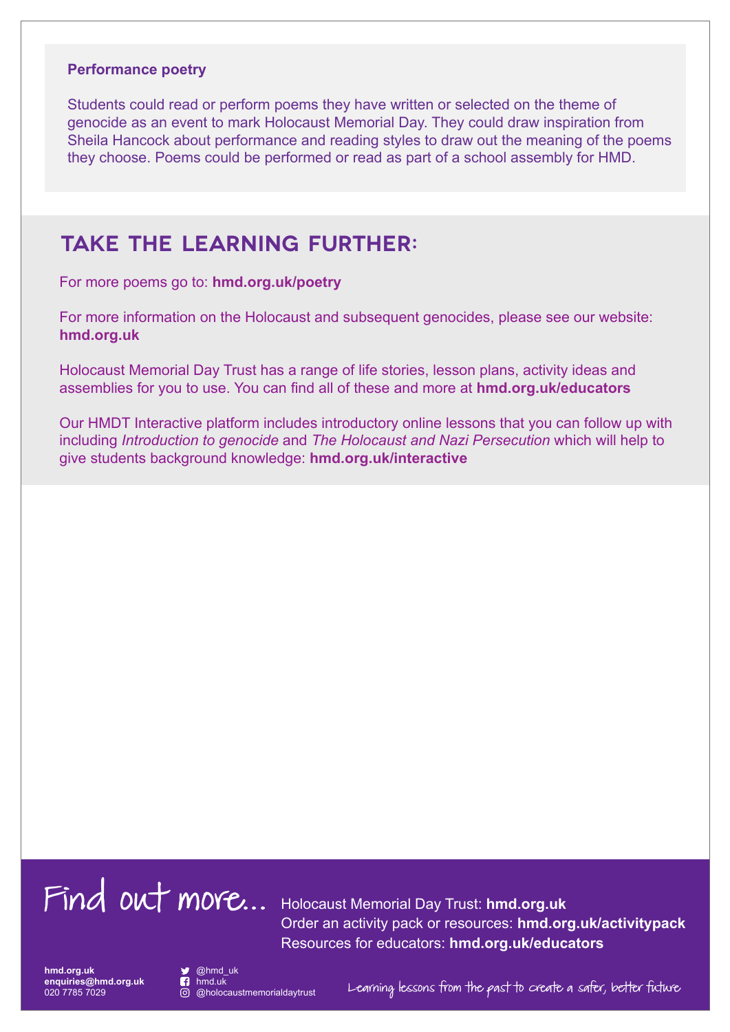### Performance poetry

Students could read or perform poems they have written or selected on the theme of genocide as an event to mark Holocaust Memorial Day. They could draw inspiration from Sheila Hancock about performance and reading styles to draw out the meaning of the poems they choose. Poems could be performed or read as part of a school assembly for HMD.

## TAKE THE LEARNING FURTHER:

For more poems go to: **hmd.org.uk/poetry**

For more information on the Holocaust and subsequent genocides, please see our website: **hmd.org.uk**

Holocaust Memorial Day Trust has a range of life stories, lesson plans, activity ideas and assemblies for you to use. You can find all of these and more at **hmd.org.uk/educators**

Our HMDT Interactive platform includes introductory online lessons that you can follow up with including *Introduction to genocide* and *The Holocaust and Nazi Persecution* which will help to give students background knowledge: **hmd.org.uk/interactive**

## Find out more...

Holocaust Memorial Day Trust: **hmd.org.uk**
Order an activity pack or resources: **hmd.org.uk/activitypack**
Resources for educators: **hmd.org.uk/educators**

**hmd.org.uk**
**enquiries@hmd.org.uk**
020 7785 7029

@hmd_uk
hmd.uk
@holocaustmemorialdaytrust

Learning lessons from the past to create a safer, better future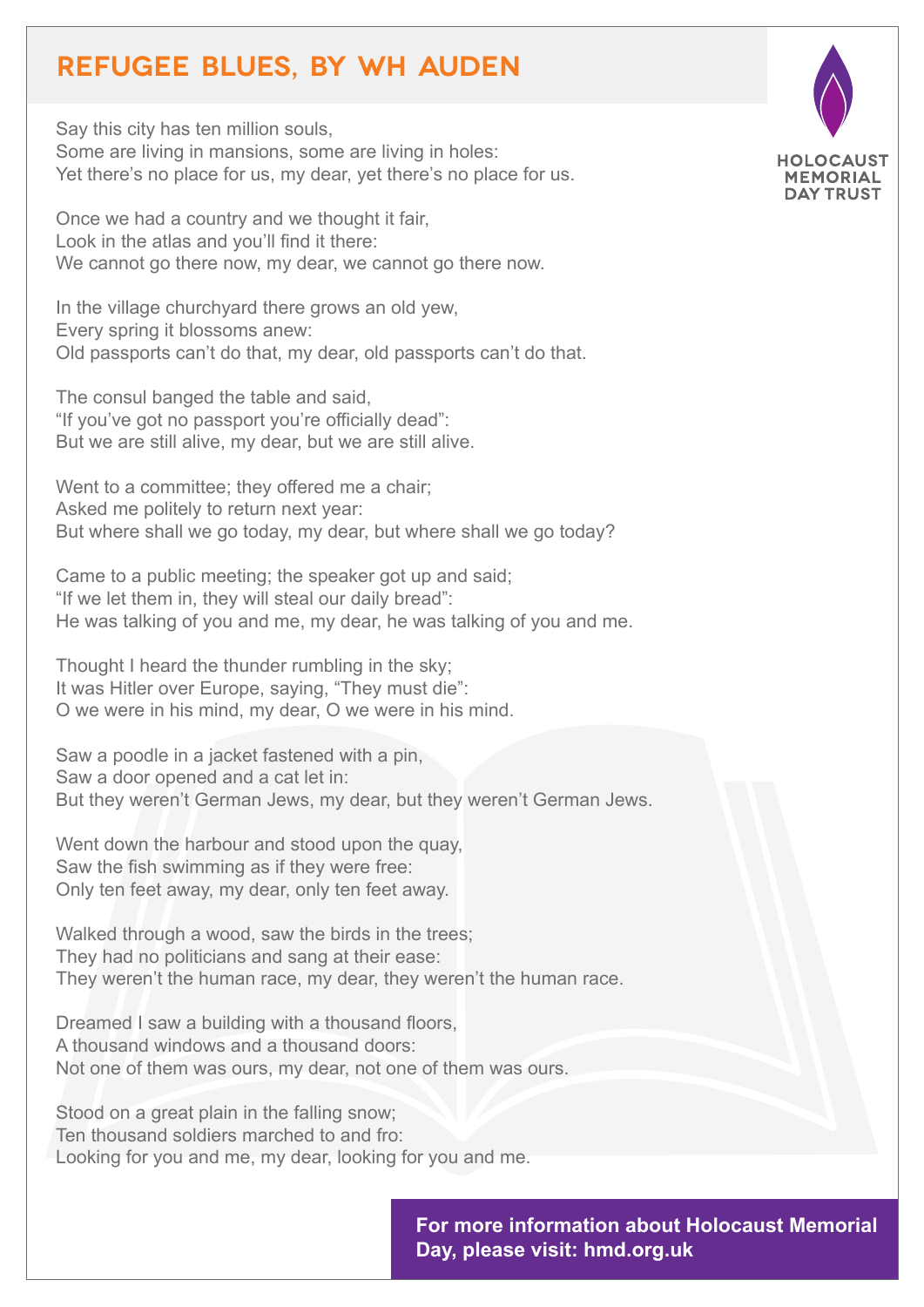# REFUGEE BLUES, BY WH AUDEN

HOLOCAUST MEMORIAL DAY TRUST

Say this city has ten million souls,
Some are living in mansions, some are living in holes:
Yet there's no place for us, my dear, yet there's no place for us.

Once we had a country and we thought it fair,
Look in the atlas and you'll find it there:
We cannot go there now, my dear, we cannot go there now.

In the village churchyard there grows an old yew,
Every spring it blossoms anew:
Old passports can't do that, my dear, old passports can't do that.

The consul banged the table and said,
"If you've got no passport you're officially dead":
But we are still alive, my dear, but we are still alive.

Went to a committee; they offered me a chair;
Asked me politely to return next year:
But where shall we go today, my dear, but where shall we go today?

Came to a public meeting; the speaker got up and said;
"If we let them in, they will steal our daily bread":
He was talking of you and me, my dear, he was talking of you and me.

Thought I heard the thunder rumbling in the sky;
It was Hitler over Europe, saying, "They must die":
O we were in his mind, my dear, O we were in his mind.

Saw a poodle in a jacket fastened with a pin,
Saw a door opened and a cat let in:
But they weren't German Jews, my dear, but they weren't German Jews.

Went down the harbour and stood upon the quay,
Saw the fish swimming as if they were free:
Only ten feet away, my dear, only ten feet away.

Walked through a wood, saw the birds in the trees;
They had no politicians and sang at their ease:
They weren't the human race, my dear, they weren't the human race.

Dreamed I saw a building with a thousand floors,
A thousand windows and a thousand doors:
Not one of them was ours, my dear, not one of them was ours.

Stood on a great plain in the falling snow;
Ten thousand soldiers marched to and fro:
Looking for you and me, my dear, looking for you and me.

**For more information about Holocaust Memorial Day, please visit: hmd.org.uk**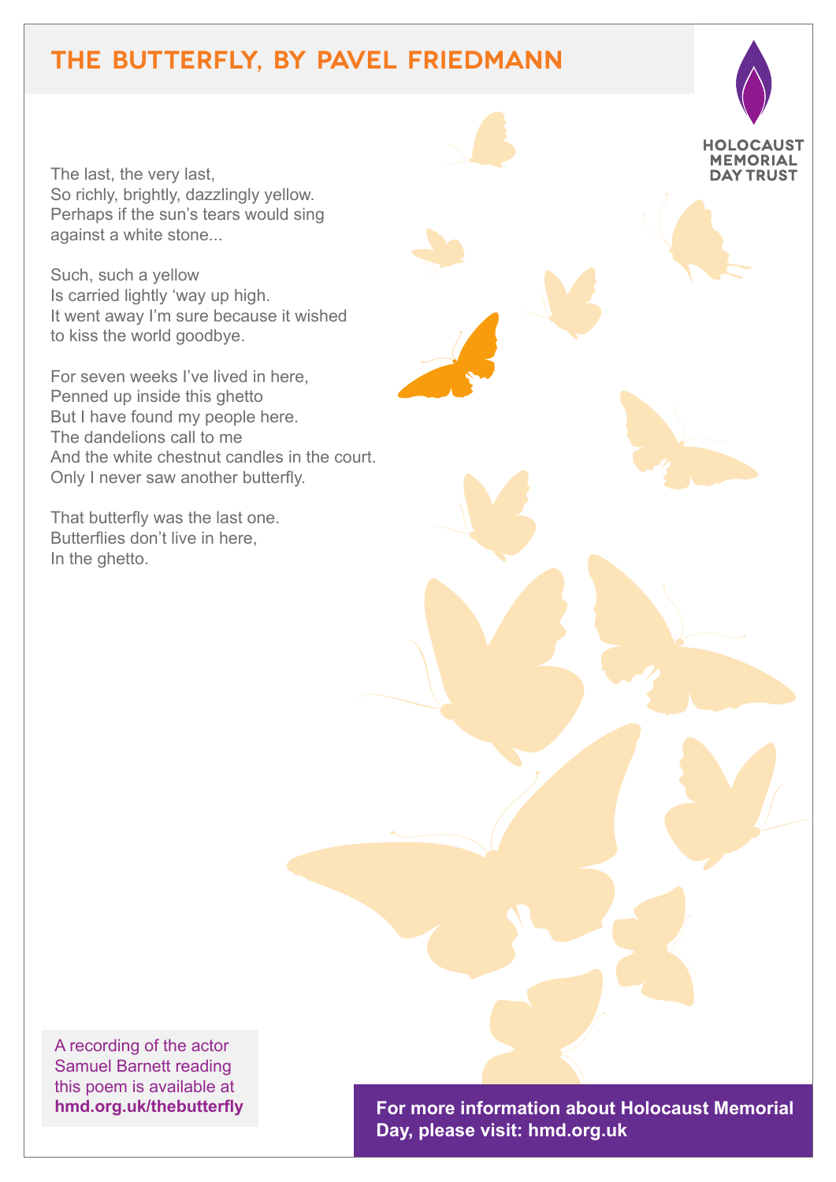# THE BUTTERFLY, BY PAVEL FRIEDMANN

HOLOCAUST MEMORIAL DAY TRUST

The last, the very last,
So richly, brightly, dazzlingly yellow.
Perhaps if the sun's tears would sing
against a white stone...

Such, such a yellow
Is carried lightly 'way up high.
It went away I'm sure because it wished
to kiss the world goodbye.

For seven weeks I've lived in here,
Penned up inside this ghetto
But I have found my people here.
The dandelions call to me
And the white chestnut candles in the court.
Only I never saw another butterfly.

That butterfly was the last one.
Butterflies don't live in here,
In the ghetto.

A recording of the actor Samuel Barnett reading this poem is available at **hmd.org.uk/thebutterfly**

**For more information about Holocaust Memorial Day, please visit: hmd.org.uk**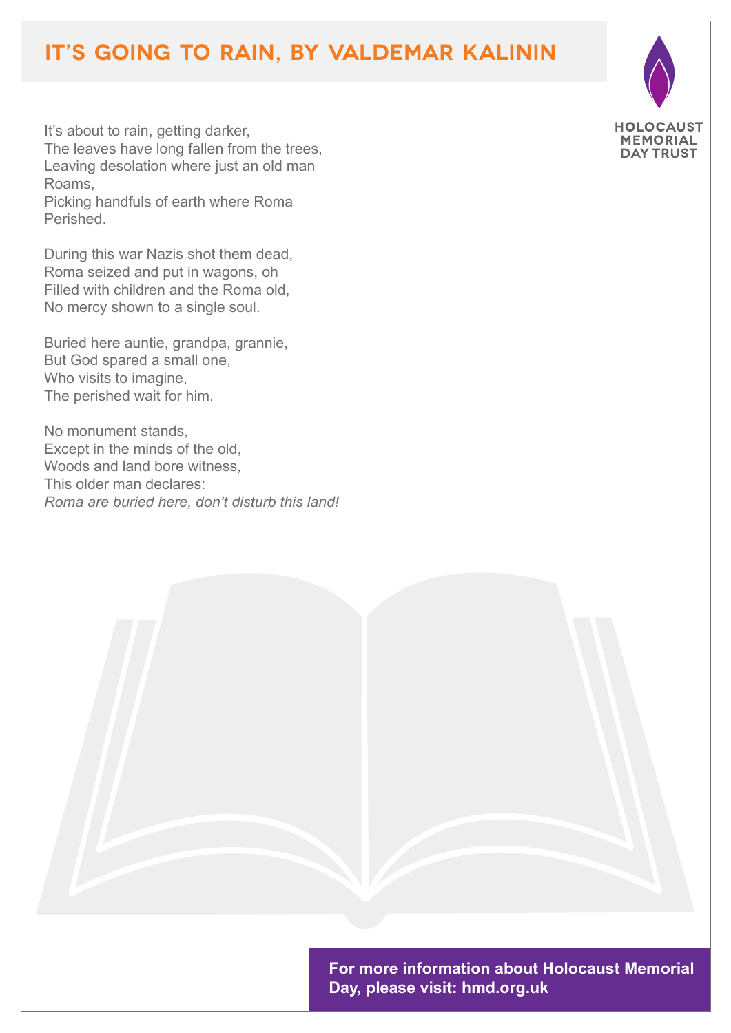# IT'S GOING TO RAIN, BY VALDEMAR KALININ

HOLOCAUST MEMORIAL DAY TRUST

It's about to rain, getting darker,
The leaves have long fallen from the trees,
Leaving desolation where just an old man
Roams,
Picking handfuls of earth where Roma
Perished.

During this war Nazis shot them dead,
Roma seized and put in wagons, oh
Filled with children and the Roma old,
No mercy shown to a single soul.

Buried here auntie, grandpa, grannie,
But God spared a small one,
Who visits to imagine,
The perished wait for him.

No monument stands,
Except in the minds of the old,
Woods and land bore witness,
This older man declares:
*Roma are buried here, don't disturb this land!*

**For more information about Holocaust Memorial Day, please visit: hmd.org.uk**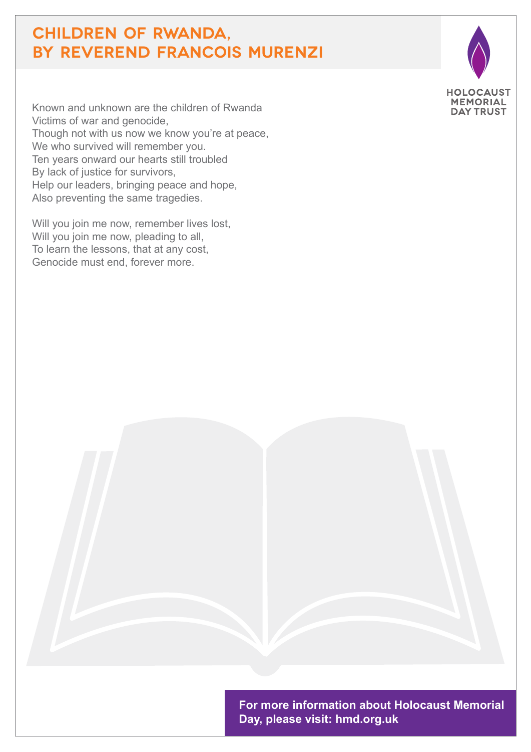# CHILDREN OF RWANDA, BY REVEREND FRANCOIS MURENZI

Known and unknown are the children of Rwanda
Victims of war and genocide,
Though not with us now we know you're at peace,
We who survived will remember you.
Ten years onward our hearts still troubled
By lack of justice for survivors,
Help our leaders, bringing peace and hope,
Also preventing the same tragedies.

Will you join me now, remember lives lost,
Will you join me now, pleading to all,
To learn the lessons, that at any cost,
Genocide must end, forever more.

**For more information about Holocaust Memorial Day, please visit: hmd.org.uk**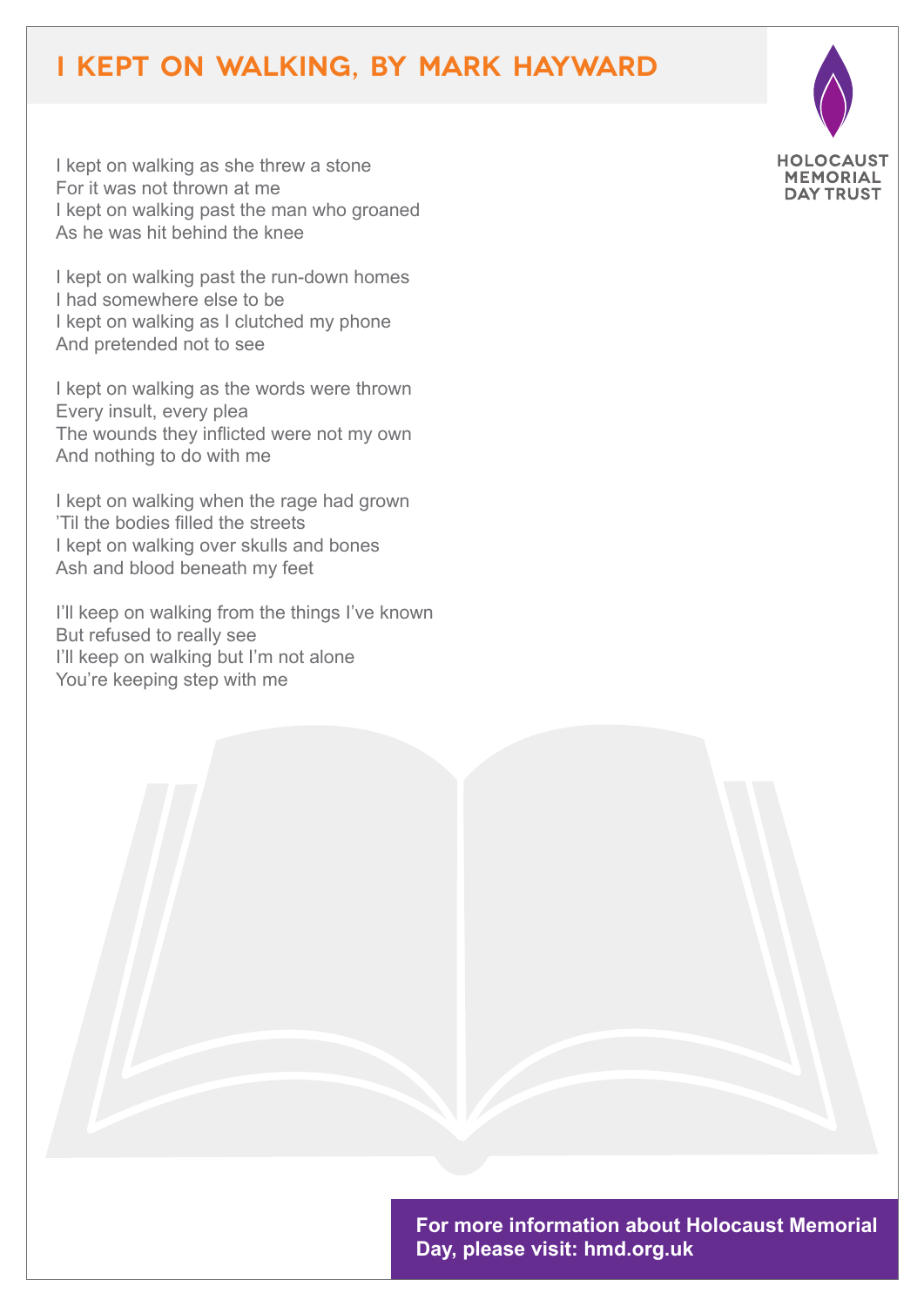# I KEPT ON WALKING, BY MARK HAYWARD

HOLOCAUST MEMORIAL DAY TRUST

I kept on walking as she threw a stone
For it was not thrown at me
I kept on walking past the man who groaned
As he was hit behind the knee

I kept on walking past the run-down homes
I had somewhere else to be
I kept on walking as I clutched my phone
And pretended not to see

I kept on walking as the words were thrown
Every insult, every plea
The wounds they inflicted were not my own
And nothing to do with me

I kept on walking when the rage had grown
'Til the bodies filled the streets
I kept on walking over skulls and bones
Ash and blood beneath my feet

I'll keep on walking from the things I've known
But refused to really see
I'll keep on walking but I'm not alone
You're keeping step with me

**For more information about Holocaust Memorial Day, please visit: hmd.org.uk**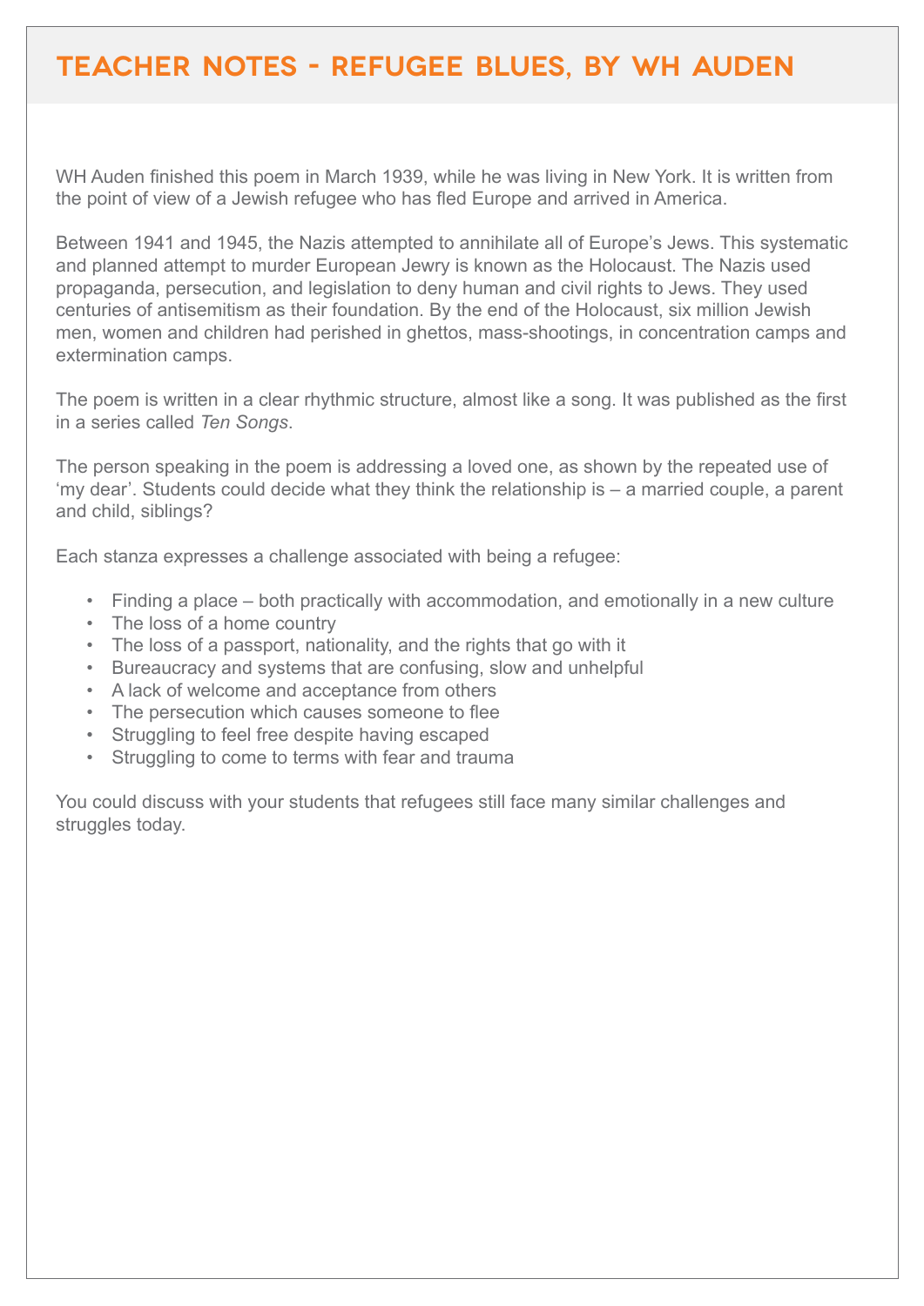# Teacher Notes - Refugee Blues, by WH Auden

WH Auden finished this poem in March 1939, while he was living in New York. It is written from the point of view of a Jewish refugee who has fled Europe and arrived in America.

Between 1941 and 1945, the Nazis attempted to annihilate all of Europe's Jews. This systematic and planned attempt to murder European Jewry is known as the Holocaust. The Nazis used propaganda, persecution, and legislation to deny human and civil rights to Jews. They used centuries of antisemitism as their foundation. By the end of the Holocaust, six million Jewish men, women and children had perished in ghettos, mass-shootings, in concentration camps and extermination camps.

The poem is written in a clear rhythmic structure, almost like a song. It was published as the first in a series called *Ten Songs*.

The person speaking in the poem is addressing a loved one, as shown by the repeated use of 'my dear'. Students could decide what they think the relationship is – a married couple, a parent and child, siblings?

Each stanza expresses a challenge associated with being a refugee:

- Finding a place – both practically with accommodation, and emotionally in a new culture
- The loss of a home country
- The loss of a passport, nationality, and the rights that go with it
- Bureaucracy and systems that are confusing, slow and unhelpful
- A lack of welcome and acceptance from others
- The persecution which causes someone to flee
- Struggling to feel free despite having escaped
- Struggling to come to terms with fear and trauma

You could discuss with your students that refugees still face many similar challenges and struggles today.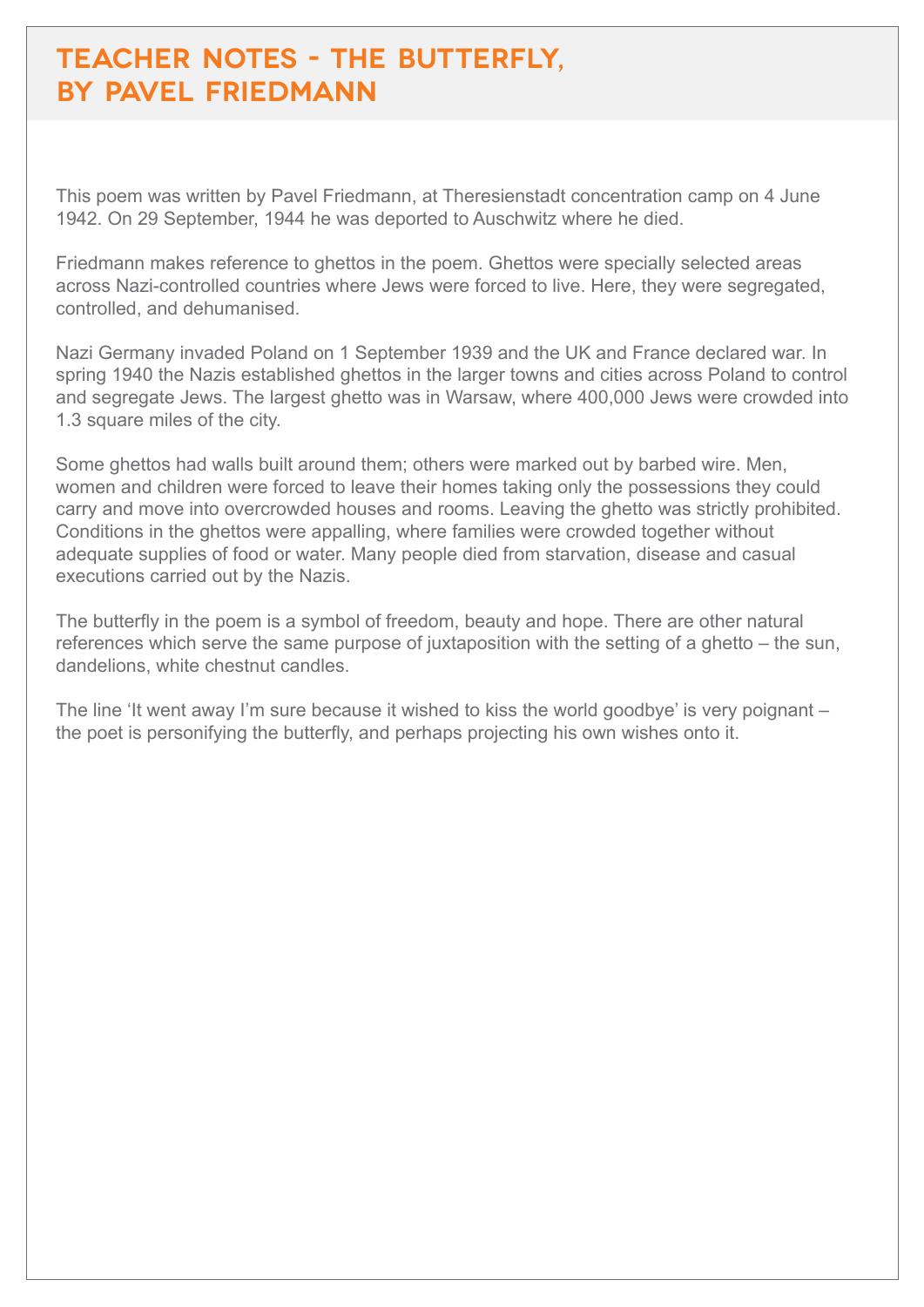# TEACHER NOTES - THE BUTTERFLY, BY PAVEL FRIEDMANN

This poem was written by Pavel Friedmann, at Theresienstadt concentration camp on 4 June 1942. On 29 September, 1944 he was deported to Auschwitz where he died.

Friedmann makes reference to ghettos in the poem. Ghettos were specially selected areas across Nazi-controlled countries where Jews were forced to live. Here, they were segregated, controlled, and dehumanised.

Nazi Germany invaded Poland on 1 September 1939 and the UK and France declared war. In spring 1940 the Nazis established ghettos in the larger towns and cities across Poland to control and segregate Jews. The largest ghetto was in Warsaw, where 400,000 Jews were crowded into 1.3 square miles of the city.

Some ghettos had walls built around them; others were marked out by barbed wire. Men, women and children were forced to leave their homes taking only the possessions they could carry and move into overcrowded houses and rooms. Leaving the ghetto was strictly prohibited. Conditions in the ghettos were appalling, where families were crowded together without adequate supplies of food or water. Many people died from starvation, disease and casual executions carried out by the Nazis.

The butterfly in the poem is a symbol of freedom, beauty and hope. There are other natural references which serve the same purpose of juxtaposition with the setting of a ghetto – the sun, dandelions, white chestnut candles.

The line 'It went away I'm sure because it wished to kiss the world goodbye' is very poignant – the poet is personifying the butterfly, and perhaps projecting his own wishes onto it.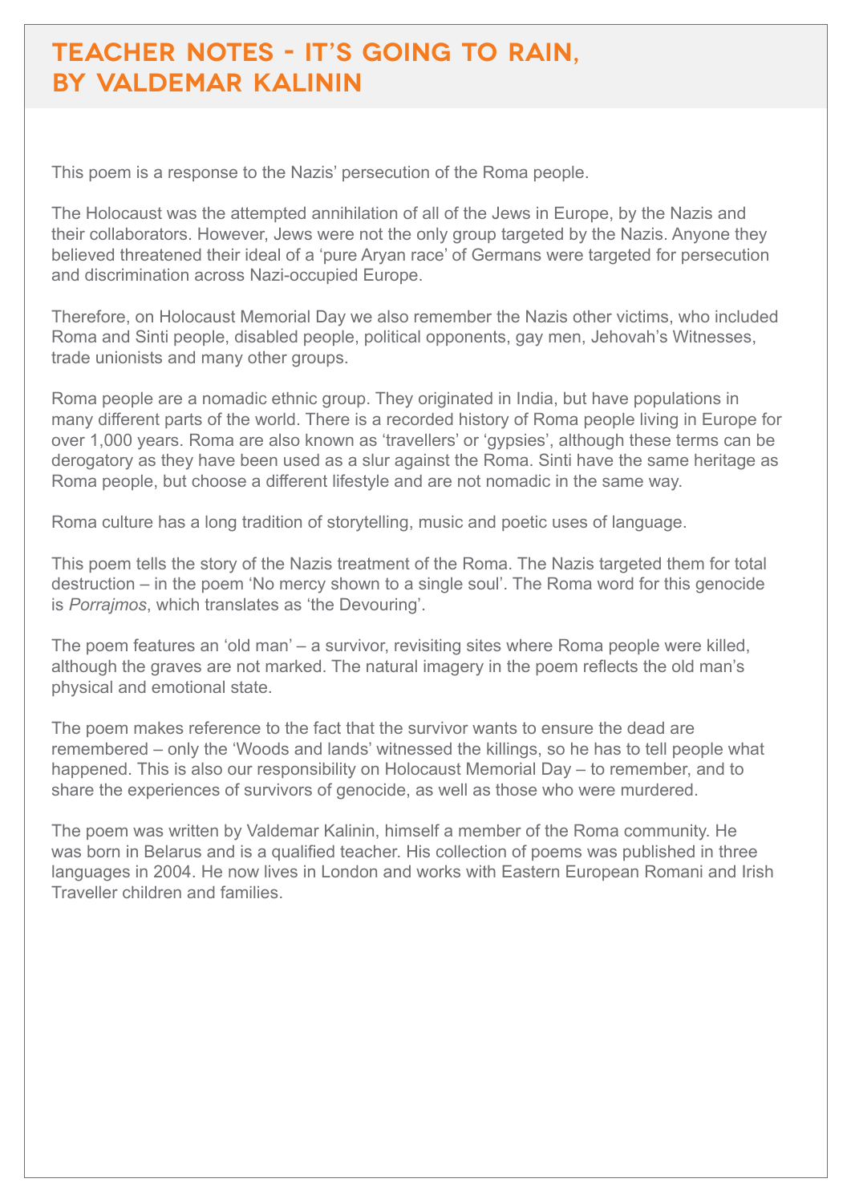# Teacher Notes - It's Going to Rain, by Valdemar Kalinin

This poem is a response to the Nazis' persecution of the Roma people.

The Holocaust was the attempted annihilation of all of the Jews in Europe, by the Nazis and their collaborators. However, Jews were not the only group targeted by the Nazis. Anyone they believed threatened their ideal of a 'pure Aryan race' of Germans were targeted for persecution and discrimination across Nazi-occupied Europe.

Therefore, on Holocaust Memorial Day we also remember the Nazis other victims, who included Roma and Sinti people, disabled people, political opponents, gay men, Jehovah's Witnesses, trade unionists and many other groups.

Roma people are a nomadic ethnic group. They originated in India, but have populations in many different parts of the world. There is a recorded history of Roma people living in Europe for over 1,000 years. Roma are also known as 'travellers' or 'gypsies', although these terms can be derogatory as they have been used as a slur against the Roma. Sinti have the same heritage as Roma people, but choose a different lifestyle and are not nomadic in the same way.

Roma culture has a long tradition of storytelling, music and poetic uses of language.

This poem tells the story of the Nazis treatment of the Roma. The Nazis targeted them for total destruction – in the poem 'No mercy shown to a single soul'. The Roma word for this genocide is *Porrajmos*, which translates as 'the Devouring'.

The poem features an 'old man' – a survivor, revisiting sites where Roma people were killed, although the graves are not marked. The natural imagery in the poem reflects the old man's physical and emotional state.

The poem makes reference to the fact that the survivor wants to ensure the dead are remembered – only the 'Woods and lands' witnessed the killings, so he has to tell people what happened. This is also our responsibility on Holocaust Memorial Day – to remember, and to share the experiences of survivors of genocide, as well as those who were murdered.

The poem was written by Valdemar Kalinin, himself a member of the Roma community. He was born in Belarus and is a qualified teacher. His collection of poems was published in three languages in 2004. He now lives in London and works with Eastern European Romani and Irish Traveller children and families.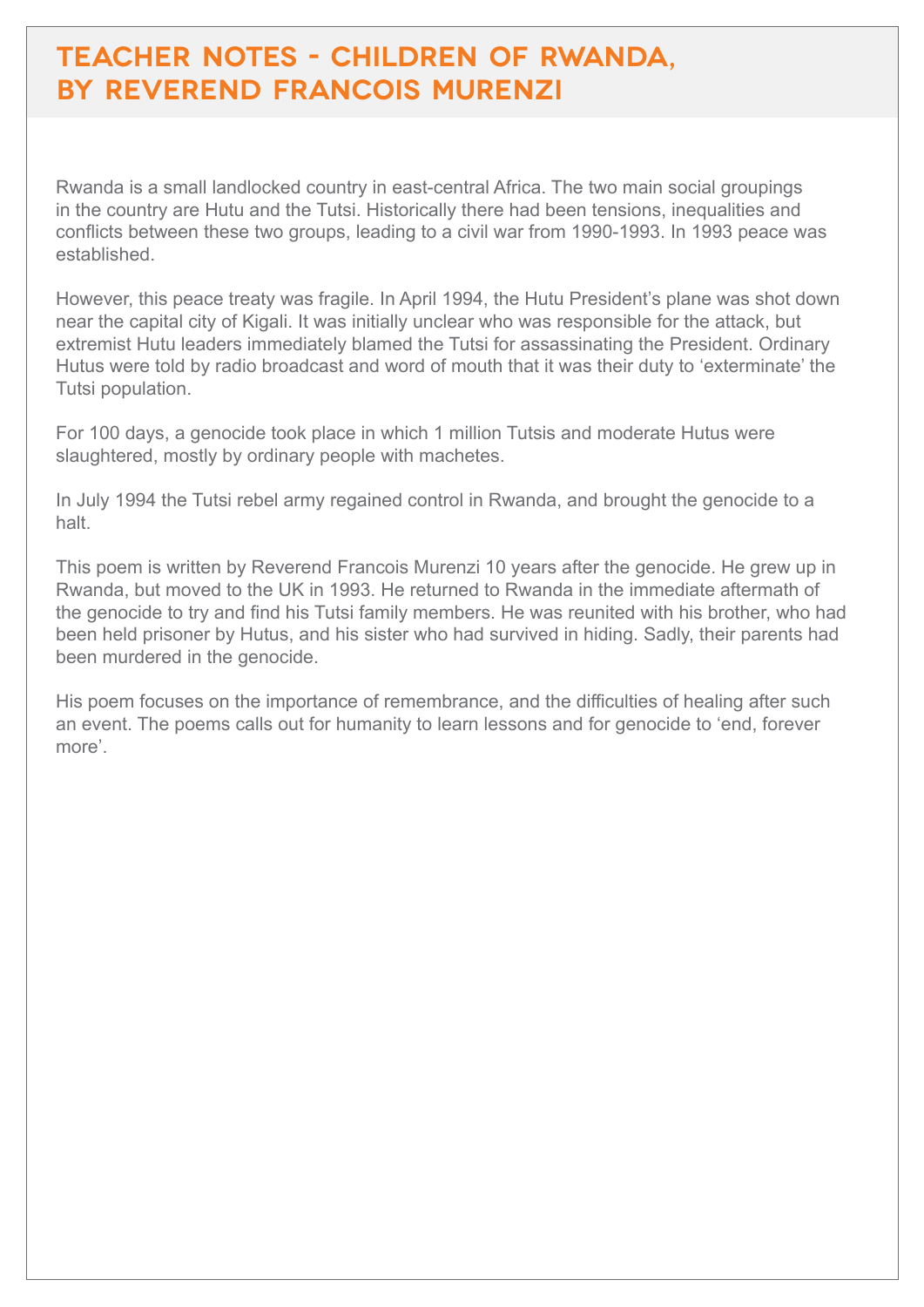# TEACHER NOTES - CHILDREN OF RWANDA, BY REVEREND FRANCOIS MURENZI

Rwanda is a small landlocked country in east-central Africa. The two main social groupings in the country are Hutu and the Tutsi. Historically there had been tensions, inequalities and conflicts between these two groups, leading to a civil war from 1990-1993. In 1993 peace was established.

However, this peace treaty was fragile. In April 1994, the Hutu President's plane was shot down near the capital city of Kigali. It was initially unclear who was responsible for the attack, but extremist Hutu leaders immediately blamed the Tutsi for assassinating the President. Ordinary Hutus were told by radio broadcast and word of mouth that it was their duty to 'exterminate' the Tutsi population.

For 100 days, a genocide took place in which 1 million Tutsis and moderate Hutus were slaughtered, mostly by ordinary people with machetes.

In July 1994 the Tutsi rebel army regained control in Rwanda, and brought the genocide to a halt.

This poem is written by Reverend Francois Murenzi 10 years after the genocide. He grew up in Rwanda, but moved to the UK in 1993. He returned to Rwanda in the immediate aftermath of the genocide to try and find his Tutsi family members. He was reunited with his brother, who had been held prisoner by Hutus, and his sister who had survived in hiding. Sadly, their parents had been murdered in the genocide.

His poem focuses on the importance of remembrance, and the difficulties of healing after such an event. The poems calls out for humanity to learn lessons and for genocide to 'end, forever more'.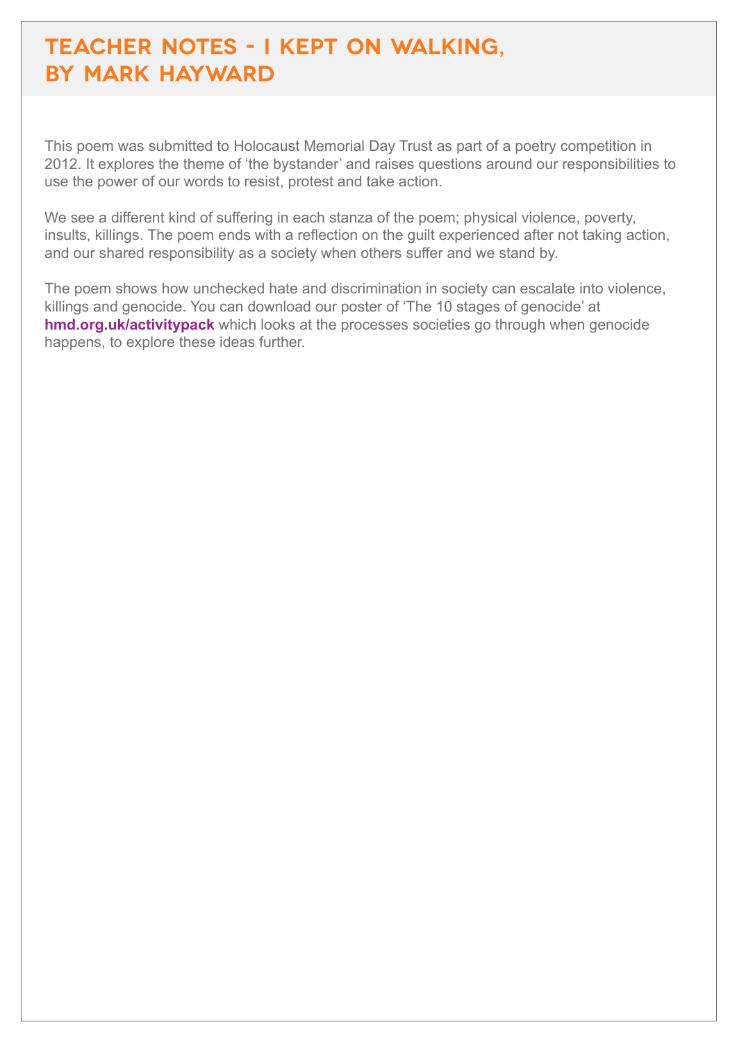# Teacher notes - I kept on walking, by Mark Hayward

This poem was submitted to Holocaust Memorial Day Trust as part of a poetry competition in 2012. It explores the theme of 'the bystander' and raises questions around our responsibilities to use the power of our words to resist, protest and take action.

We see a different kind of suffering in each stanza of the poem; physical violence, poverty, insults, killings. The poem ends with a reflection on the guilt experienced after not taking action, and our shared responsibility as a society when others suffer and we stand by.

The poem shows how unchecked hate and discrimination in society can escalate into violence, killings and genocide. You can download our poster of 'The 10 stages of genocide' at **hmd.org.uk/activitypack** which looks at the processes societies go through when genocide happens, to explore these ideas further.